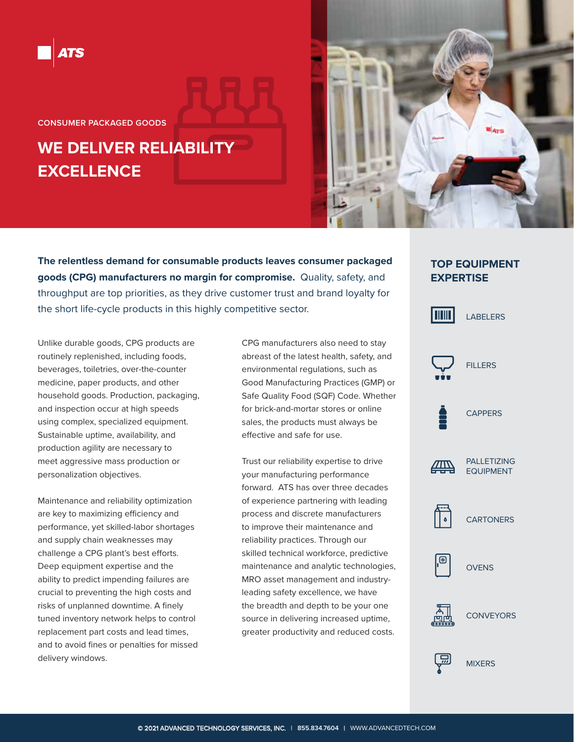ATS

CONSUMER PACKAGED GOODS

# WE DELIVER RELIABILITY EXCELLENCE

**The relentless demand for consumable products leaves consumer packaged goods (CPG) manufacturers no margin for compromise.** Quality, safety, and throughput are top priorities, as they drive customer trust and brand loyalty for the short life-cycle products in this highly competitive sector.

Unlike durable goods, CPG products are routinely replenished, including foods, beverages, toiletries, over-the-counter medicine, paper products, and other household goods. Production, packaging, and inspection occur at high speeds using complex, specialized equipment. Sustainable uptime, availability, and production agility are necessary to meet aggressive mass production or personalization objectives.

Maintenance and reliability optimization are key to maximizing efficiency and performance, yet skilled-labor shortages and supply chain weaknesses may challenge a CPG plant's best efforts. Deep equipment expertise and the ability to predict impending failures are crucial to preventing the high costs and risks of unplanned downtime. A finely tuned inventory network helps to control replacement part costs and lead times, and to avoid fines or penalties for missed delivery windows.

CPG manufacturers also need to stay abreast of the latest health, safety, and environmental regulations, such as Good Manufacturing Practices (GMP) or Safe Quality Food (SQF) Code. Whether for brick-and-mortar stores or online sales, the products must always be effective and safe for use.

Trust our reliability expertise to drive your manufacturing performance forward. ATS has over three decades of experience partnering with leading process and discrete manufacturers to improve their maintenance and reliability practices. Through our skilled technical workforce, predictive maintenance and analytic technologies, MRO asset management and industry-leading safety excellence, we have the breadth and depth to be your one source in delivering increased uptime, greater productivity and reduced costs.

## TOP EQUIPMENT EXPERTISE

- LABELERS
- FILLERS
- CAPPERS
- PALLETIZING EQUIPMENT
- CARTONERS
- OVENS
- CONVEYORS
- MIXERS

© 2021 ADVANCED TECHNOLOGY SERVICES, INC. | 855.834.7604 | WWW.ADVANCEDTECH.COM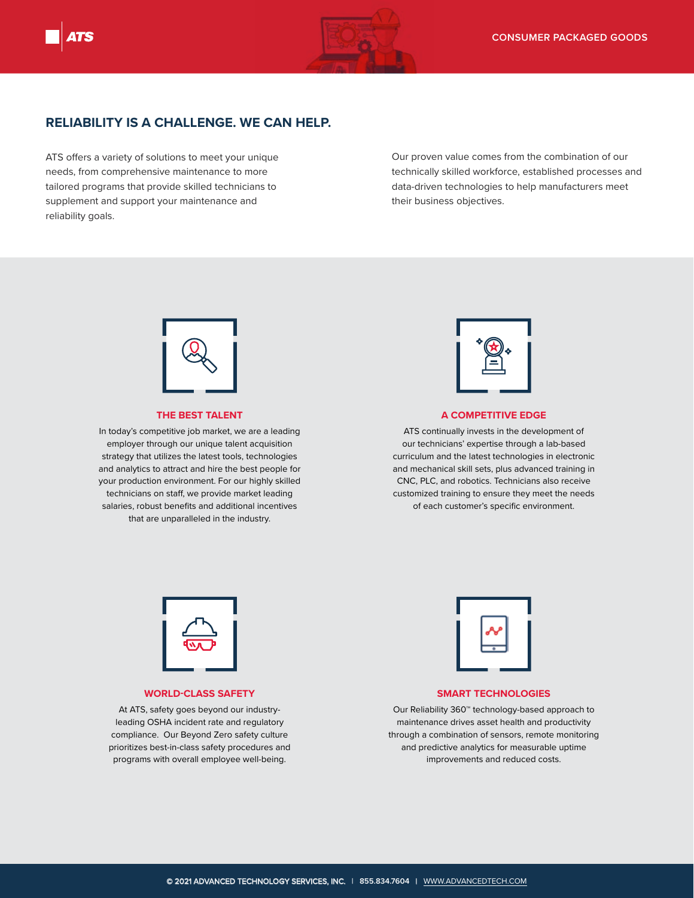## RELIABILITY IS A CHALLENGE. WE CAN HELP.

ATS offers a variety of solutions to meet your unique needs, from comprehensive maintenance to more tailored programs that provide skilled technicians to supplement and support your maintenance and reliability goals.

Our proven value comes from the combination of our technically skilled workforce, established processes and data-driven technologies to help manufacturers meet their business objectives.

### THE BEST TALENT

In today's competitive job market, we are a leading employer through our unique talent acquisition strategy that utilizes the latest tools, technologies and analytics to attract and hire the best people for your production environment. For our highly skilled technicians on staff, we provide market leading salaries, robust benefits and additional incentives that are unparalleled in the industry.

### A COMPETITIVE EDGE

ATS continually invests in the development of our technicians' expertise through a lab-based curriculum and the latest technologies in electronic and mechanical skill sets, plus advanced training in CNC, PLC, and robotics. Technicians also receive customized training to ensure they meet the needs of each customer's specific environment.

### WORLD-CLASS SAFETY

At ATS, safety goes beyond our industry-leading OSHA incident rate and regulatory compliance. Our Beyond Zero safety culture prioritizes best-in-class safety procedures and programs with overall employee well-being.

### SMART TECHNOLOGIES

Our Reliability 360™ technology-based approach to maintenance drives asset health and productivity through a combination of sensors, remote monitoring and predictive analytics for measurable uptime improvements and reduced costs.

© 2021 ADVANCED TECHNOLOGY SERVICES, INC. | 855.834.7604 | WWW.ADVANCEDTECH.COM